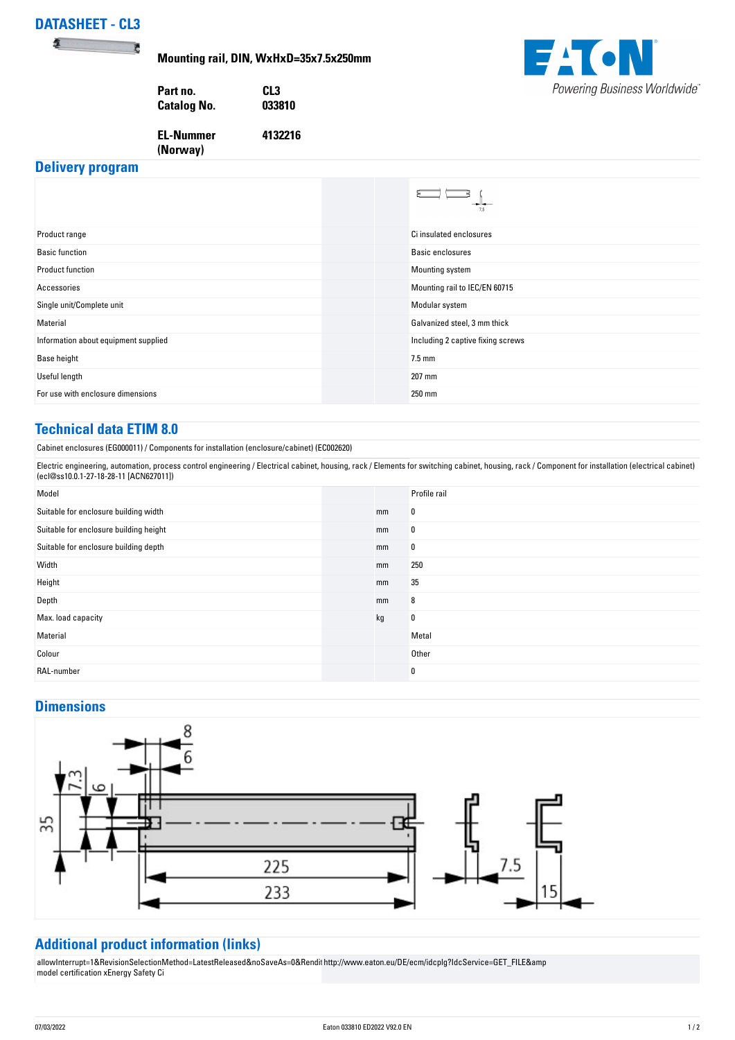# DATASHEET - CL3

**Mounting rail, DIN, WxHxD=35x7.5x250mm**

| | |
|---|---|
| **Part no.** | **CL3** |
| **Catalog No.** | **033810** |
| **EL-Nummer (Norway)** | **4132216** |

## Delivery program

| | | |
|---|---|---|
| Product range | | Ci insulated enclosures |
| Basic function | | Basic enclosures |
| Product function | | Mounting system |
| Accessories | | Mounting rail to IEC/EN 60715 |
| Single unit/Complete unit | | Modular system |
| Material | | Galvanized steel, 3 mm thick |
| Information about equipment supplied | | Including 2 captive fixing screws |
| Base height | | 7.5 mm |
| Useful length | | 207 mm |
| For use with enclosure dimensions | | 250 mm |

## Technical data ETIM 8.0

Cabinet enclosures (EG000011) / Components for installation (enclosure/cabinet) (EC002620)

Electric engineering, automation, process control engineering / Electrical cabinet, housing, rack / Elements for switching cabinet, housing, rack / Component for installation (electrical cabinet) (ecl@ss10.0.1-27-18-28-11 [ACN627011])

| | | |
|---|---|---|
| Model | | Profile rail |
| Suitable for enclosure building width | mm | 0 |
| Suitable for enclosure building height | mm | 0 |
| Suitable for enclosure building depth | mm | 0 |
| Width | mm | 250 |
| Height | mm | 35 |
| Depth | mm | 8 |
| Max. load capacity | kg | 0 |
| Material | | Metal |
| Colour | | Other |
| RAL-number | | 0 |

## Dimensions

## Additional product information (links)

| | |
|---|---|
| model certification xEnergy Safety Ci | http://www.eaton.eu/DE/ecm/idcplg?IdcService=GET_FILE&amp allowInterrupt=1&RevisionSelectionMethod=LatestReleased&noSaveAs=0&Rendit |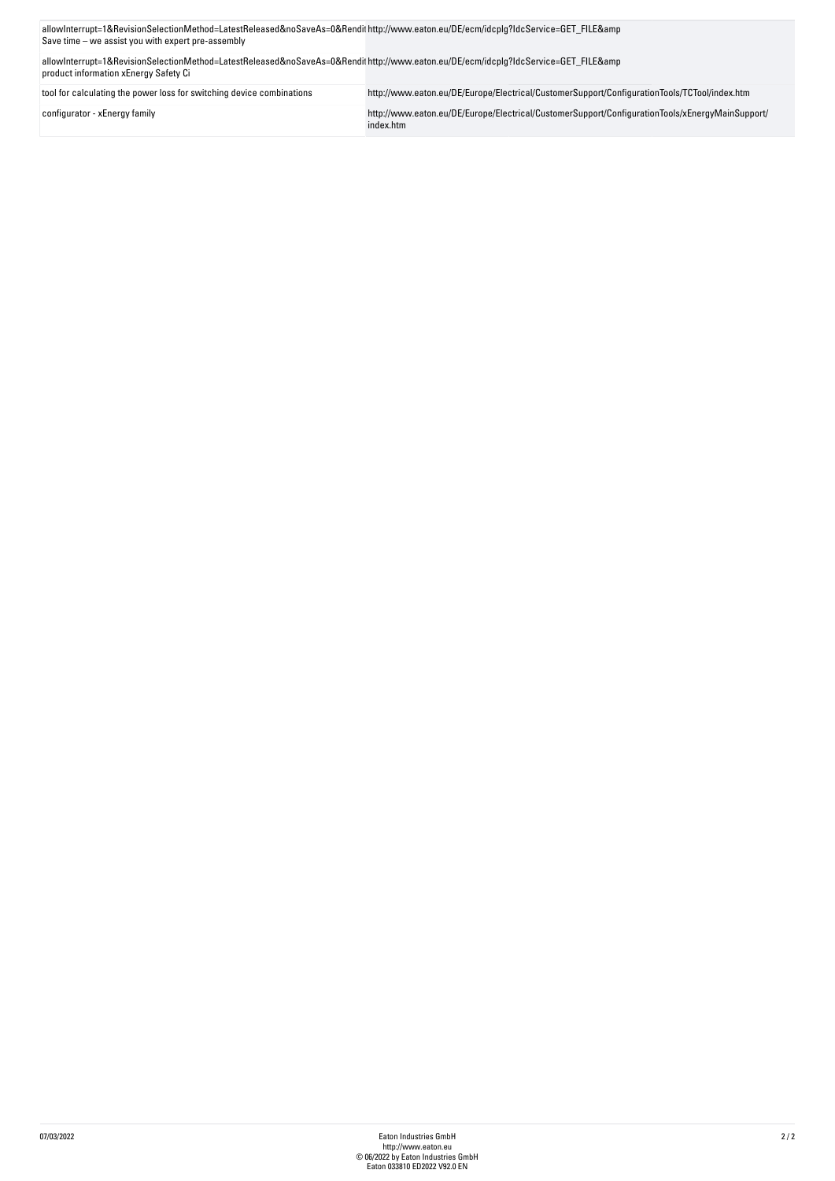| | |
|---|---|
| allowInterrupt=1&RevisionSelectionMethod=LatestReleased&noSaveAs=0&Rendit Save time – we assist you with expert pre-assembly | http://www.eaton.eu/DE/ecm/idcplg?IdcService=GET_FILE&amp |
| allowInterrupt=1&RevisionSelectionMethod=LatestReleased&noSaveAs=0&Rendit product information xEnergy Safety Ci | http://www.eaton.eu/DE/ecm/idcplg?IdcService=GET_FILE&amp |
| tool for calculating the power loss for switching device combinations | http://www.eaton.eu/DE/Europe/Electrical/CustomerSupport/ConfigurationTools/TCTool/index.htm |
| configurator - xEnergy family | http://www.eaton.eu/DE/Europe/Electrical/CustomerSupport/ConfigurationTools/xEnergyMainSupport/index.htm |

07/03/2022

Eaton Industries GmbH
http://www.eaton.eu
© 06/2022 by Eaton Industries GmbH
Eaton 033810 ED2022 V92.0 EN